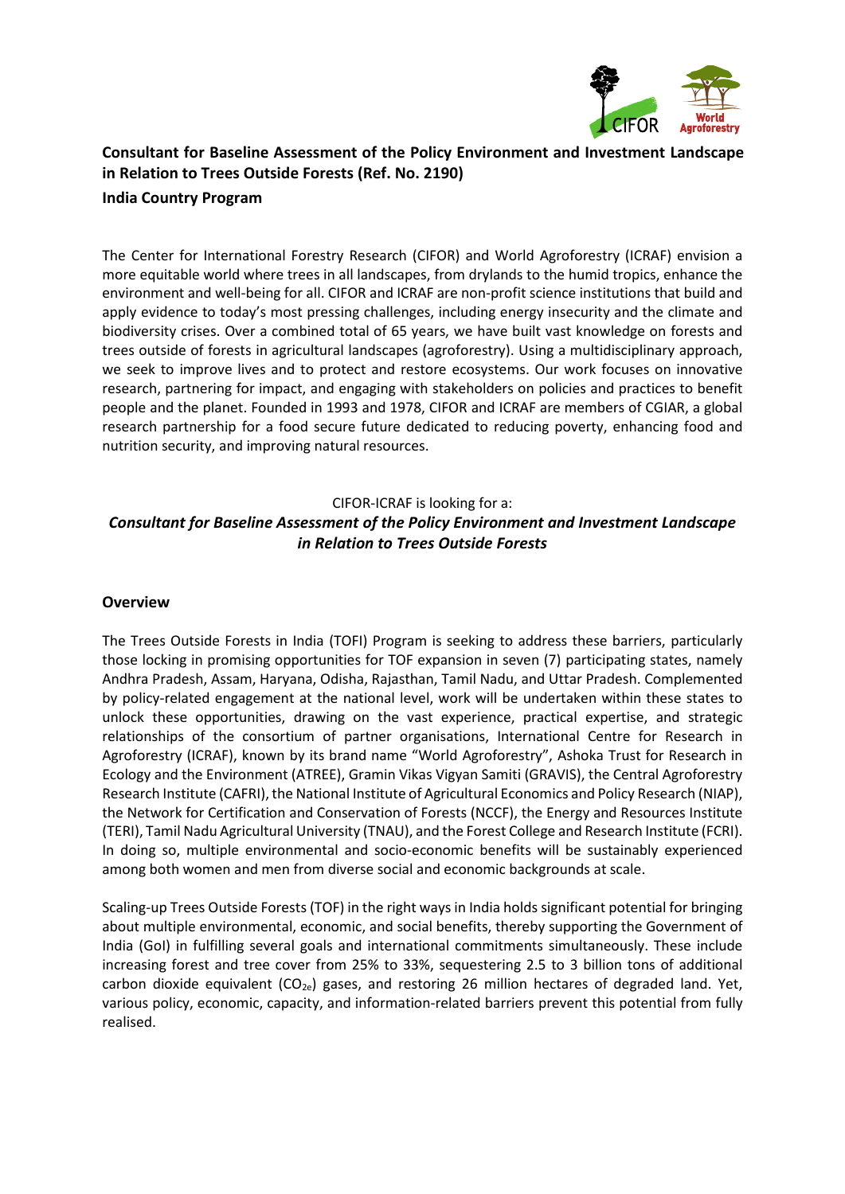# Consultant for Baseline Assessment of the Policy Environment and Investment Landscape in Relation to Trees Outside Forests (Ref. No. 2190)

**India Country Program**

The Center for International Forestry Research (CIFOR) and World Agroforestry (ICRAF) envision a more equitable world where trees in all landscapes, from drylands to the humid tropics, enhance the environment and well-being for all. CIFOR and ICRAF are non-profit science institutions that build and apply evidence to today's most pressing challenges, including energy insecurity and the climate and biodiversity crises. Over a combined total of 65 years, we have built vast knowledge on forests and trees outside of forests in agricultural landscapes (agroforestry). Using a multidisciplinary approach, we seek to improve lives and to protect and restore ecosystems. Our work focuses on innovative research, partnering for impact, and engaging with stakeholders on policies and practices to benefit people and the planet. Founded in 1993 and 1978, CIFOR and ICRAF are members of CGIAR, a global research partnership for a food secure future dedicated to reducing poverty, enhancing food and nutrition security, and improving natural resources.

CIFOR-ICRAF is looking for a:

***Consultant for Baseline Assessment of the Policy Environment and Investment Landscape in Relation to Trees Outside Forests***

## Overview

The Trees Outside Forests in India (TOFI) Program is seeking to address these barriers, particularly those locking in promising opportunities for TOF expansion in seven (7) participating states, namely Andhra Pradesh, Assam, Haryana, Odisha, Rajasthan, Tamil Nadu, and Uttar Pradesh. Complemented by policy-related engagement at the national level, work will be undertaken within these states to unlock these opportunities, drawing on the vast experience, practical expertise, and strategic relationships of the consortium of partner organisations, International Centre for Research in Agroforestry (ICRAF), known by its brand name "World Agroforestry", Ashoka Trust for Research in Ecology and the Environment (ATREE), Gramin Vikas Vigyan Samiti (GRAVIS), the Central Agroforestry Research Institute (CAFRI), the National Institute of Agricultural Economics and Policy Research (NIAP), the Network for Certification and Conservation of Forests (NCCF), the Energy and Resources Institute (TERI), Tamil Nadu Agricultural University (TNAU), and the Forest College and Research Institute (FCRI). In doing so, multiple environmental and socio-economic benefits will be sustainably experienced among both women and men from diverse social and economic backgrounds at scale.

Scaling-up Trees Outside Forests (TOF) in the right ways in India holds significant potential for bringing about multiple environmental, economic, and social benefits, thereby supporting the Government of India (GoI) in fulfilling several goals and international commitments simultaneously. These include increasing forest and tree cover from 25% to 33%, sequestering 2.5 to 3 billion tons of additional carbon dioxide equivalent ($CO_{2e}$) gases, and restoring 26 million hectares of degraded land. Yet, various policy, economic, capacity, and information-related barriers prevent this potential from fully realised.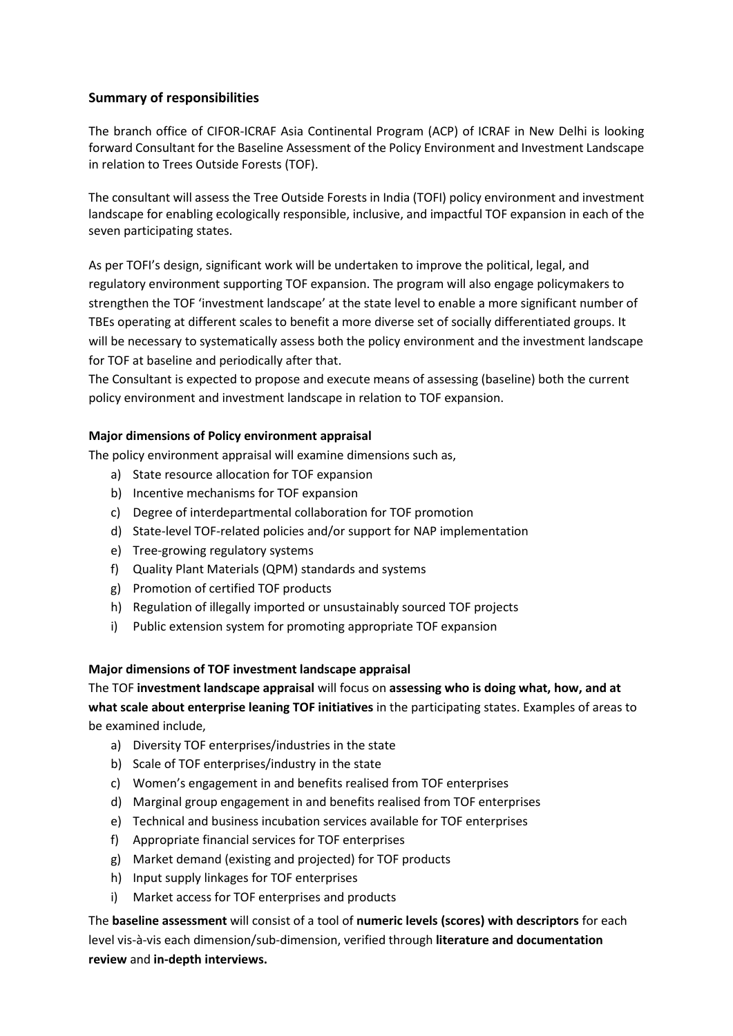## Summary of responsibilities

The branch office of CIFOR-ICRAF Asia Continental Program (ACP) of ICRAF in New Delhi is looking forward Consultant for the Baseline Assessment of the Policy Environment and Investment Landscape in relation to Trees Outside Forests (TOF).

The consultant will assess the Tree Outside Forests in India (TOFI) policy environment and investment landscape for enabling ecologically responsible, inclusive, and impactful TOF expansion in each of the seven participating states.

As per TOFI's design, significant work will be undertaken to improve the political, legal, and regulatory environment supporting TOF expansion. The program will also engage policymakers to strengthen the TOF 'investment landscape' at the state level to enable a more significant number of TBEs operating at different scales to benefit a more diverse set of socially differentiated groups. It will be necessary to systematically assess both the policy environment and the investment landscape for TOF at baseline and periodically after that.

The Consultant is expected to propose and execute means of assessing (baseline) both the current policy environment and investment landscape in relation to TOF expansion.

### Major dimensions of Policy environment appraisal

The policy environment appraisal will examine dimensions such as,

a) State resource allocation for TOF expansion
b) Incentive mechanisms for TOF expansion
c) Degree of interdepartmental collaboration for TOF promotion
d) State-level TOF-related policies and/or support for NAP implementation
e) Tree-growing regulatory systems
f) Quality Plant Materials (QPM) standards and systems
g) Promotion of certified TOF products
h) Regulation of illegally imported or unsustainably sourced TOF projects
i) Public extension system for promoting appropriate TOF expansion

### Major dimensions of TOF investment landscape appraisal

The TOF **investment landscape appraisal** will focus on **assessing who is doing what, how, and at what scale about enterprise leaning TOF initiatives** in the participating states. Examples of areas to be examined include,

a) Diversity TOF enterprises/industries in the state
b) Scale of TOF enterprises/industry in the state
c) Women's engagement in and benefits realised from TOF enterprises
d) Marginal group engagement in and benefits realised from TOF enterprises
e) Technical and business incubation services available for TOF enterprises
f) Appropriate financial services for TOF enterprises
g) Market demand (existing and projected) for TOF products
h) Input supply linkages for TOF enterprises
i) Market access for TOF enterprises and products

The **baseline assessment** will consist of a tool of **numeric levels (scores) with descriptors** for each level vis-à-vis each dimension/sub-dimension, verified through **literature and documentation review** and **in-depth interviews.**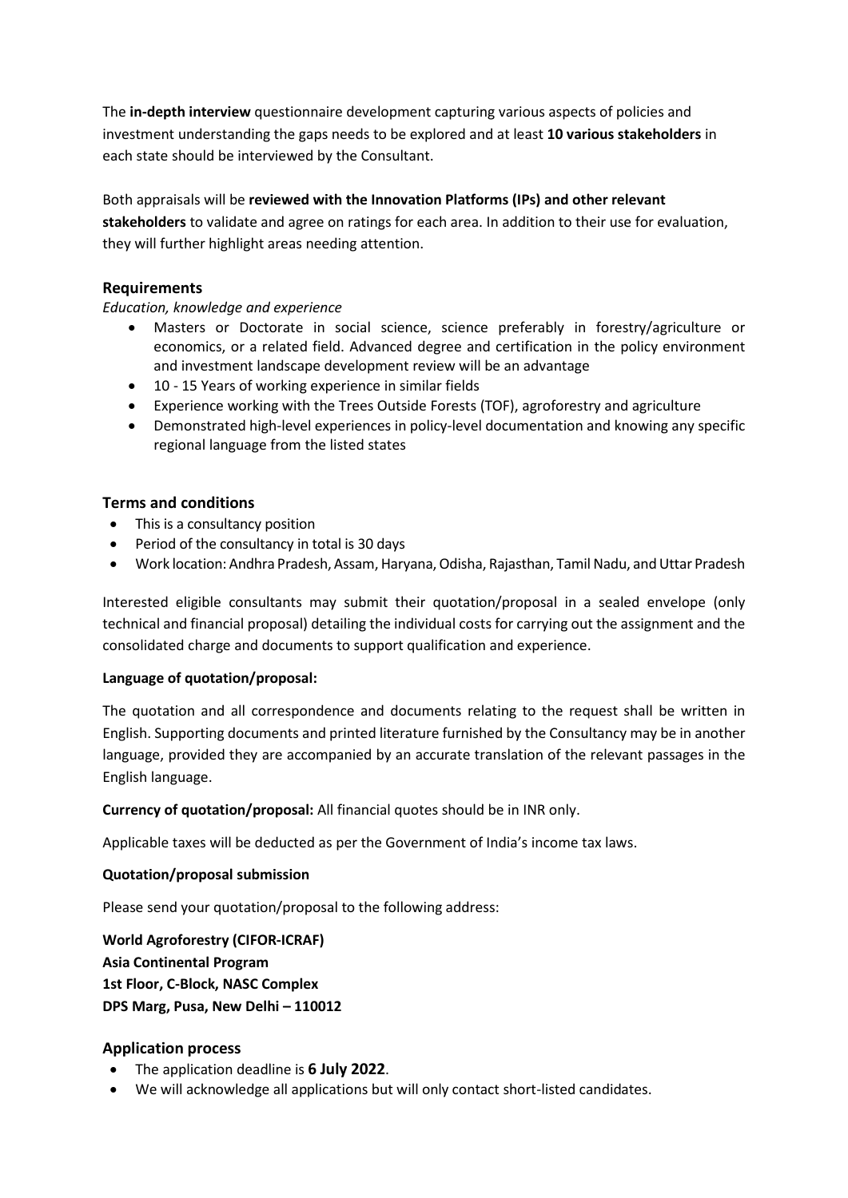The **in-depth interview** questionnaire development capturing various aspects of policies and investment understanding the gaps needs to be explored and at least **10 various stakeholders** in each state should be interviewed by the Consultant.

Both appraisals will be **reviewed with the Innovation Platforms (IPs) and other relevant stakeholders** to validate and agree on ratings for each area. In addition to their use for evaluation, they will further highlight areas needing attention.

## Requirements

*Education, knowledge and experience*

- Masters or Doctorate in social science, science preferably in forestry/agriculture or economics, or a related field. Advanced degree and certification in the policy environment and investment landscape development review will be an advantage
- 10 - 15 Years of working experience in similar fields
- Experience working with the Trees Outside Forests (TOF), agroforestry and agriculture
- Demonstrated high-level experiences in policy-level documentation and knowing any specific regional language from the listed states

## Terms and conditions

- This is a consultancy position
- Period of the consultancy in total is 30 days
- Work location: Andhra Pradesh, Assam, Haryana, Odisha, Rajasthan, Tamil Nadu, and Uttar Pradesh

Interested eligible consultants may submit their quotation/proposal in a sealed envelope (only technical and financial proposal) detailing the individual costs for carrying out the assignment and the consolidated charge and documents to support qualification and experience.

**Language of quotation/proposal:**

The quotation and all correspondence and documents relating to the request shall be written in English. Supporting documents and printed literature furnished by the Consultancy may be in another language, provided they are accompanied by an accurate translation of the relevant passages in the English language.

**Currency of quotation/proposal:** All financial quotes should be in INR only.

Applicable taxes will be deducted as per the Government of India's income tax laws.

**Quotation/proposal submission**

Please send your quotation/proposal to the following address:

**World Agroforestry (CIFOR-ICRAF)**
**Asia Continental Program**
**1st Floor, C-Block, NASC Complex**
**DPS Marg, Pusa, New Delhi – 110012**

## Application process

- The application deadline is **6 July 2022**.
- We will acknowledge all applications but will only contact short-listed candidates.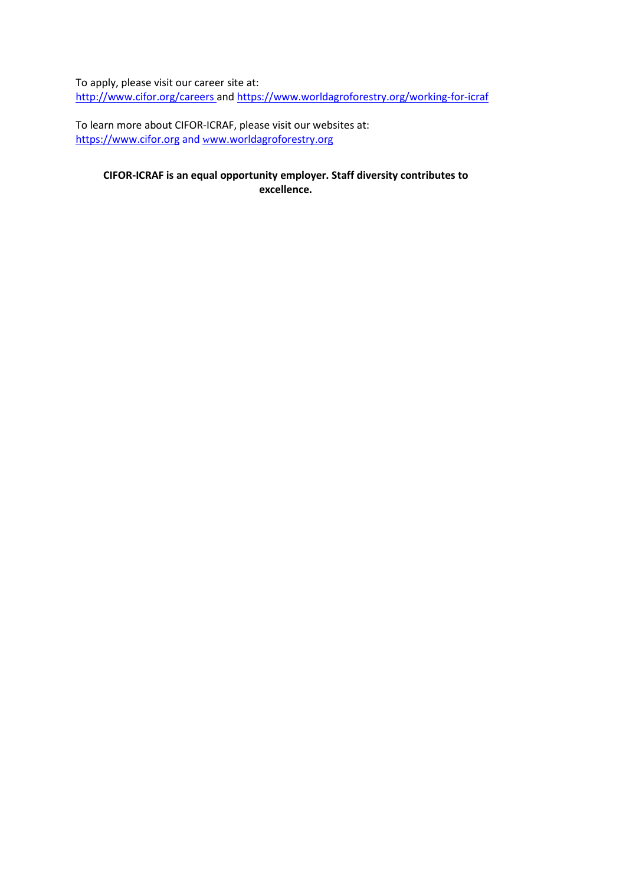To apply, please visit our career site at:
http://www.cifor.org/careers and https://www.worldagroforestry.org/working-for-icraf

To learn more about CIFOR-ICRAF, please visit our websites at:
https://www.cifor.org and www.worldagroforestry.org

**CIFOR-ICRAF is an equal opportunity employer. Staff diversity contributes to excellence.**